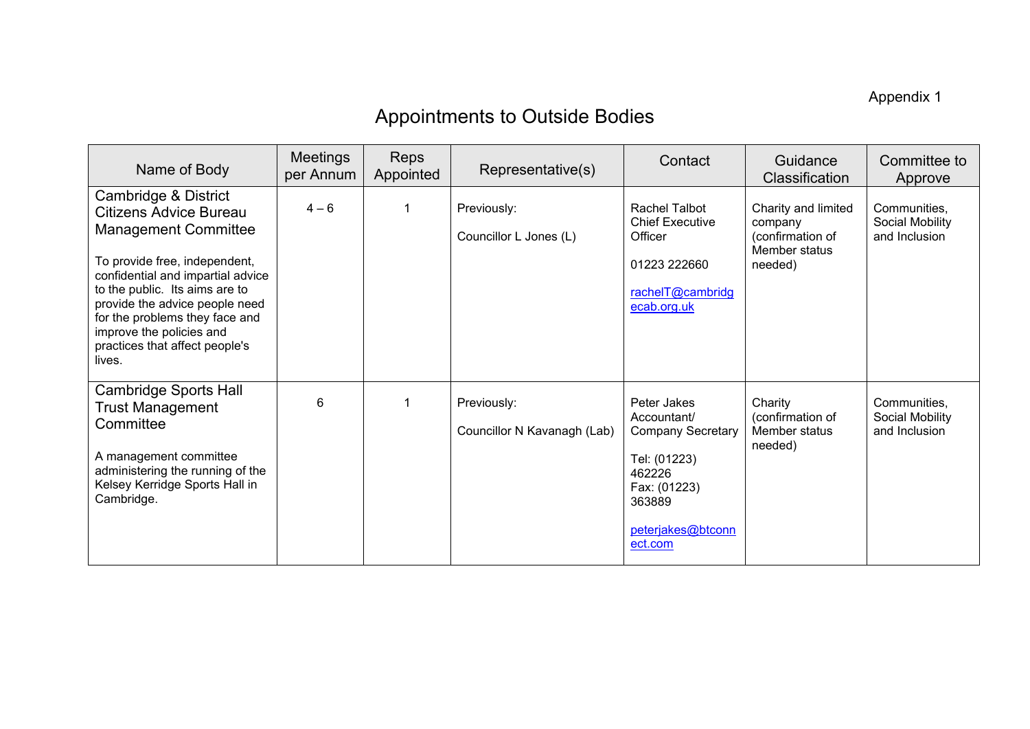Appendix 1

# Appointments to Outside Bodies

| Name of Body | Meetings per Annum | Reps Appointed | Representative(s) | Contact | Guidance Classification | Committee to Approve |
|---|---|---|---|---|---|---|
| Cambridge & District Citizens Advice Bureau Management Committee<br><br>To provide free, independent, confidential and impartial advice to the public. Its aims are to provide the advice people need for the problems they face and improve the policies and practices that affect people's lives. | 4 – 6 | 1 | Previously:<br><br>Councillor L Jones (L) | Rachel Talbot Chief Executive Officer<br><br>01223 222660<br><br>rachelT@cambridgecab.org.uk | Charity and limited company (confirmation of Member status needed) | Communities, Social Mobility and Inclusion |
| Cambridge Sports Hall Trust Management Committee<br><br>A management committee administering the running of the Kelsey Kerridge Sports Hall in Cambridge. | 6 | 1 | Previously:<br><br>Councillor N Kavanagh (Lab) | Peter Jakes Accountant/ Company Secretary<br><br>Tel: (01223) 462226<br>Fax: (01223) 363889<br><br>peterjakes@btconnect.com | Charity (confirmation of Member status needed) | Communities, Social Mobility and Inclusion |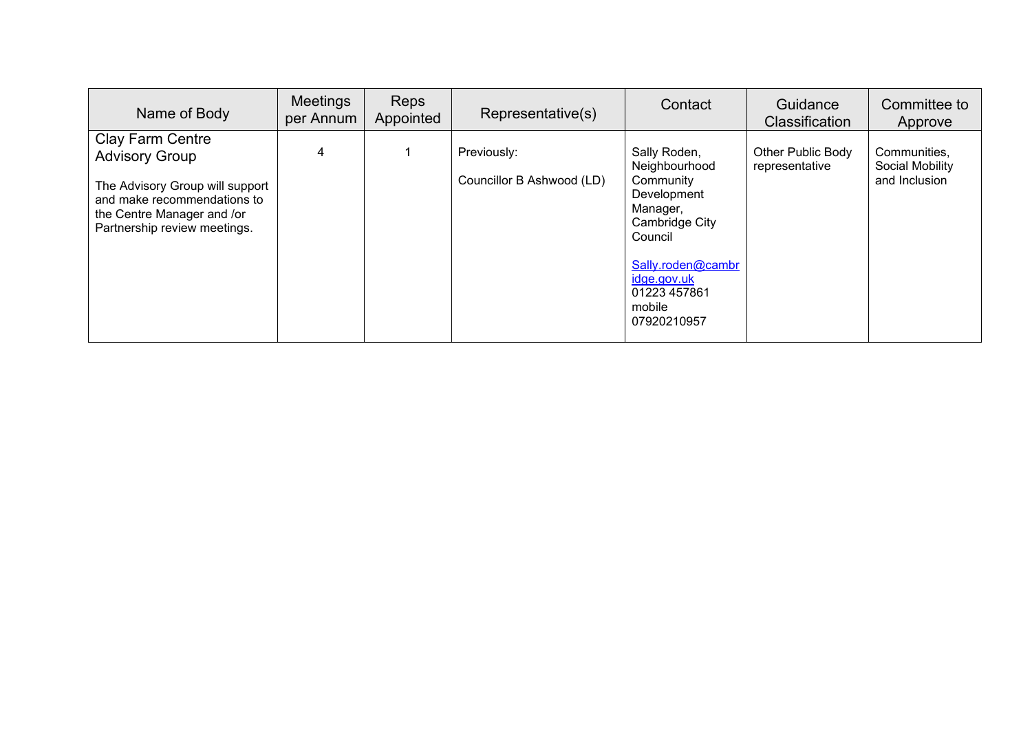| Name of Body | Meetings per Annum | Reps Appointed | Representative(s) | Contact | Guidance Classification | Committee to Approve |
|---|---|---|---|---|---|---|
| Clay Farm Centre Advisory Group<br><br>The Advisory Group will support and make recommendations to the Centre Manager and /or Partnership review meetings. | 4 | 1 | Previously:<br><br>Councillor B Ashwood (LD) | Sally Roden, Neighbourhood Community Development Manager, Cambridge City Council<br><br>Sally.roden@cambridge.gov.uk<br>01223 457861<br>mobile<br>07920210957 | Other Public Body representative | Communities, Social Mobility and Inclusion |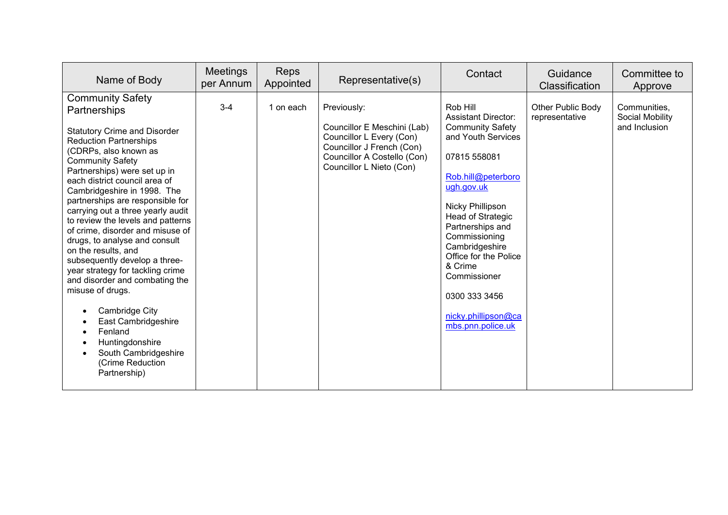| Name of Body | Meetings per Annum | Reps Appointed | Representative(s) | Contact | Guidance Classification | Committee to Approve |
|---|---|---|---|---|---|---|
| Community Safety Partnerships<br><br>Statutory Crime and Disorder Reduction Partnerships (CDRPs, also known as Community Safety Partnerships) were set up in each district council area of Cambridgeshire in 1998. The partnerships are responsible for carrying out a three yearly audit to review the levels and patterns of crime, disorder and misuse of drugs, to analyse and consult on the results, and subsequently develop a three-year strategy for tackling crime and disorder and combating the misuse of drugs.<br><br>• Cambridge City<br>• East Cambridgeshire<br>• Fenland<br>• Huntingdonshire<br>• South Cambridgeshire (Crime Reduction Partnership) | 3-4 | 1 on each | Previously:<br><br>Councillor E Meschini (Lab)<br>Councillor L Every (Con)<br>Councillor J French (Con)<br>Councillor A Costello (Con)<br>Councillor L Nieto (Con) | Rob Hill<br>Assistant Director: Community Safety and Youth Services<br><br>07815 558081<br><br>Rob.hill@peterborough.gov.uk<br><br>Nicky Phillipson<br>Head of Strategic Partnerships and Commissioning Cambridgeshire Office for the Police & Crime Commissioner<br><br>0300 333 3456<br><br>nicky.phillipson@cambs.pnn.police.uk | Other Public Body representative | Communities, Social Mobility and Inclusion |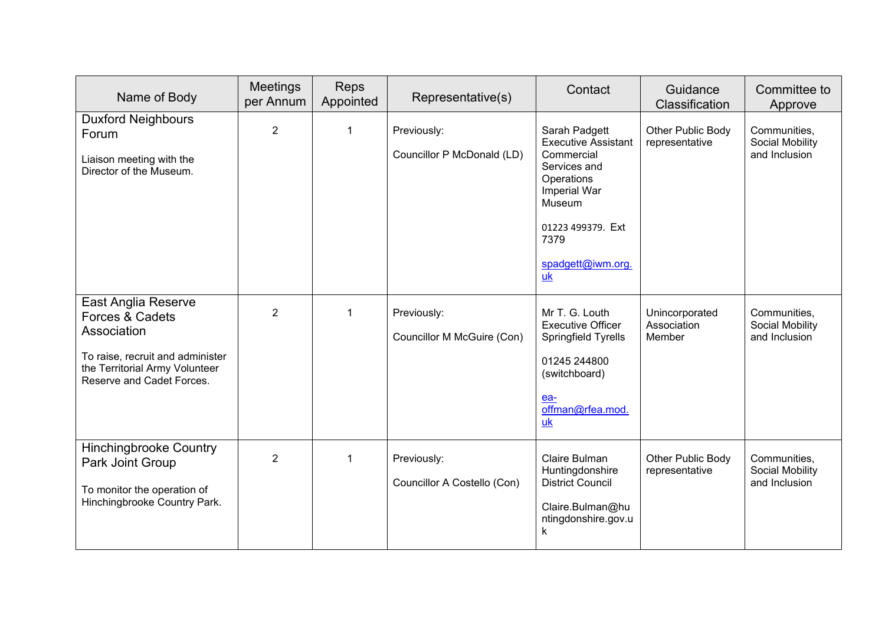| Name of Body | Meetings per Annum | Reps Appointed | Representative(s) | Contact | Guidance Classification | Committee to Approve |
|---|---|---|---|---|---|---|
| Duxford Neighbours Forum<br><br>Liaison meeting with the Director of the Museum. | 2 | 1 | Previously:<br><br>Councillor P McDonald (LD) | Sarah Padgett<br>Executive Assistant Commercial Services and Operations<br>Imperial War Museum<br><br>01223 499379. Ext 7379<br><br>spadgett@iwm.org.uk | Other Public Body representative | Communities, Social Mobility and Inclusion |
| East Anglia Reserve Forces & Cadets Association<br><br>To raise, recruit and administer the Territorial Army Volunteer Reserve and Cadet Forces. | 2 | 1 | Previously:<br><br>Councillor M McGuire (Con) | Mr T. G. Louth<br>Executive Officer<br>Springfield Tyrells<br><br>01245 244800 (switchboard)<br><br>ea-offman@rfea.mod.uk | Unincorporated Association Member | Communities, Social Mobility and Inclusion |
| Hinchingbrooke Country Park Joint Group<br><br>To monitor the operation of Hinchingbrooke Country Park. | 2 | 1 | Previously:<br><br>Councillor A Costello (Con) | Claire Bulman<br>Huntingdonshire District Council<br><br>Claire.Bulman@huntingdonshire.gov.uk | Other Public Body representative | Communities, Social Mobility and Inclusion |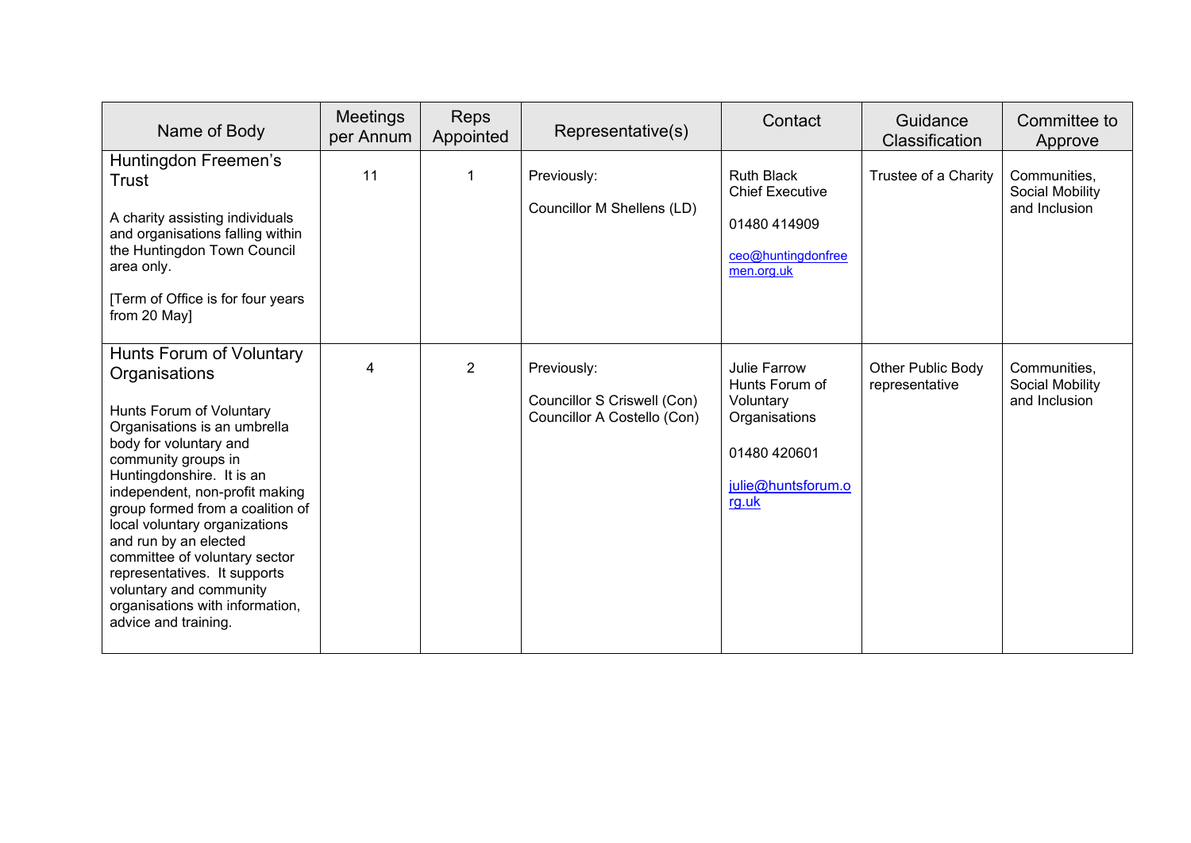| Name of Body | Meetings per Annum | Reps Appointed | Representative(s) | Contact | Guidance Classification | Committee to Approve |
|---|---|---|---|---|---|---|
| Huntingdon Freemen's Trust<br><br>A charity assisting individuals and organisations falling within the Huntingdon Town Council area only.<br><br>[Term of Office is for four years from 20 May] | 11 | 1 | Previously:<br><br>Councillor M Shellens (LD) | Ruth Black<br>Chief Executive<br><br>01480 414909<br><br>ceo@huntingdonfreemen.org.uk | Trustee of a Charity | Communities, Social Mobility and Inclusion |
| Hunts Forum of Voluntary Organisations<br><br>Hunts Forum of Voluntary Organisations is an umbrella body for voluntary and community groups in Huntingdonshire. It is an independent, non-profit making group formed from a coalition of local voluntary organizations and run by an elected committee of voluntary sector representatives. It supports voluntary and community organisations with information, advice and training. | 4 | 2 | Previously:<br><br>Councillor S Criswell (Con)<br>Councillor A Costello (Con) | Julie Farrow<br>Hunts Forum of Voluntary Organisations<br><br>01480 420601<br><br>julie@huntsforum.org.uk | Other Public Body representative | Communities, Social Mobility and Inclusion |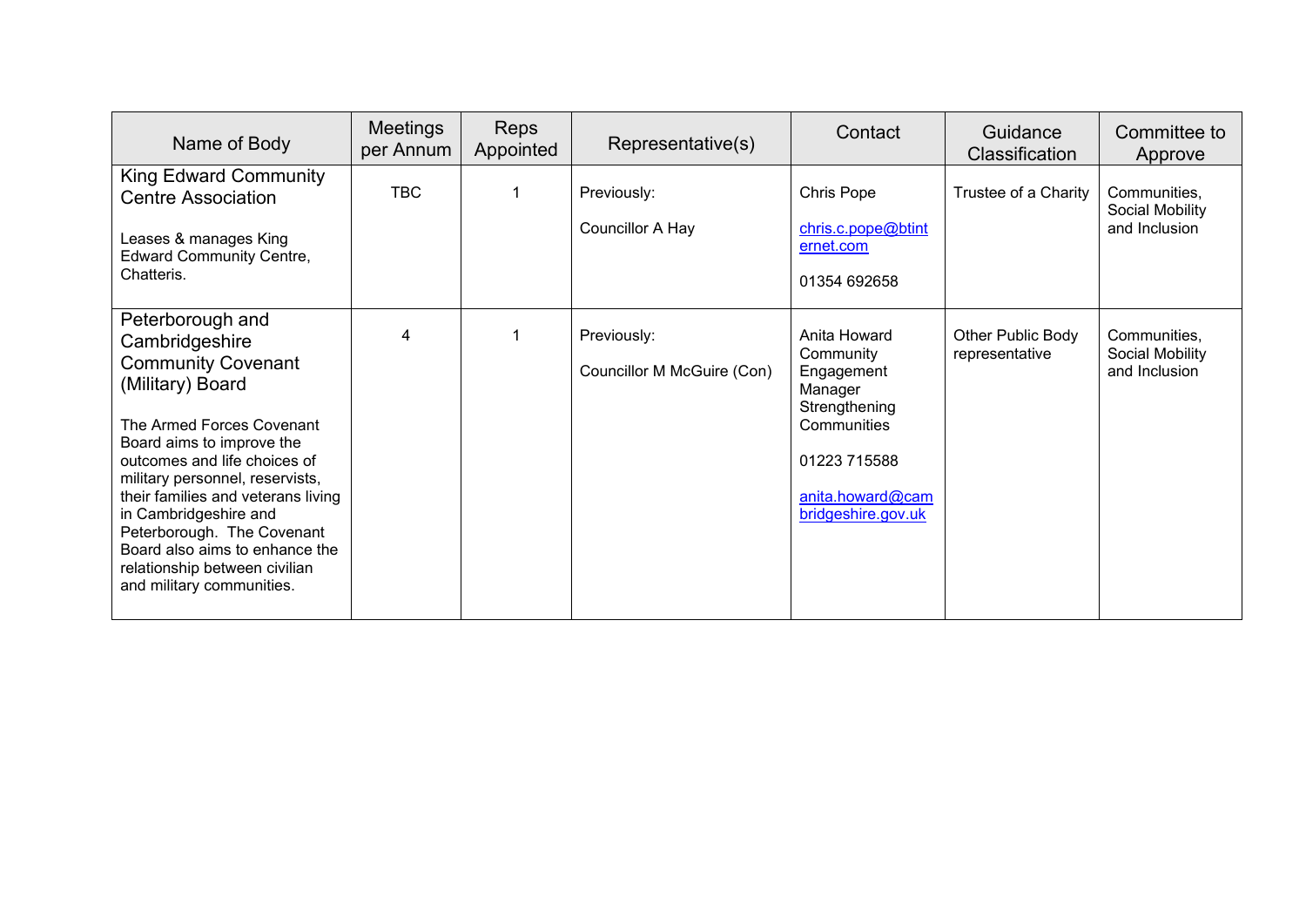| Name of Body | Meetings per Annum | Reps Appointed | Representative(s) | Contact | Guidance Classification | Committee to Approve |
|---|---|---|---|---|---|---|
| King Edward Community Centre Association<br><br>Leases & manages King Edward Community Centre, Chatteris. | TBC | 1 | Previously:<br><br>Councillor A Hay | Chris Pope<br><br>chris.c.pope@btinternet.com<br><br>01354 692658 | Trustee of a Charity | Communities, Social Mobility and Inclusion |
| Peterborough and Cambridgeshire Community Covenant (Military) Board<br><br>The Armed Forces Covenant Board aims to improve the outcomes and life choices of military personnel, reservists, their families and veterans living in Cambridgeshire and Peterborough. The Covenant Board also aims to enhance the relationship between civilian and military communities. | 4 | 1 | Previously:<br><br>Councillor M McGuire (Con) | Anita Howard Community Engagement Manager Strengthening Communities<br><br>01223 715588<br><br>anita.howard@cambridgeshire.gov.uk | Other Public Body representative | Communities, Social Mobility and Inclusion |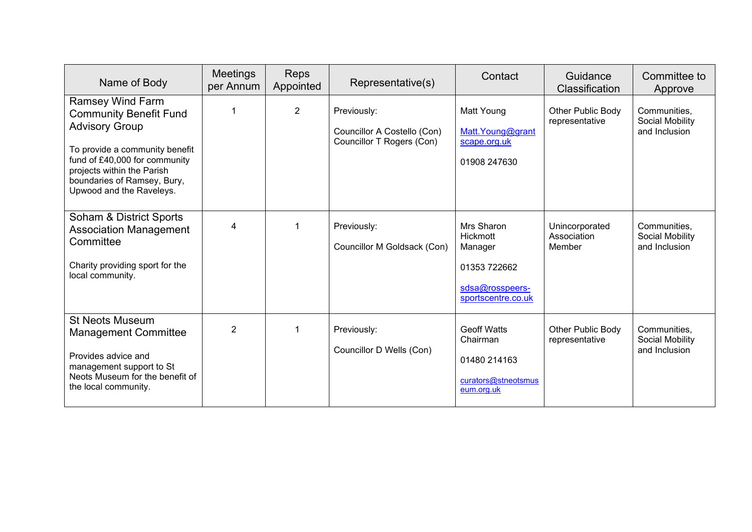| Name of Body | Meetings per Annum | Reps Appointed | Representative(s) | Contact | Guidance Classification | Committee to Approve |
|---|---|---|---|---|---|---|
| Ramsey Wind Farm Community Benefit Fund Advisory Group<br><br>To provide a community benefit fund of £40,000 for community projects within the Parish boundaries of Ramsey, Bury, Upwood and the Raveleys. | 1 | 2 | Previously:<br><br>Councillor A Costello (Con)<br>Councillor T Rogers (Con) | Matt Young<br><br>Matt.Young@grantscape.org.uk<br><br>01908 247630 | Other Public Body representative | Communities, Social Mobility and Inclusion |
| Soham & District Sports Association Management Committee<br><br>Charity providing sport for the local community. | 4 | 1 | Previously:<br><br>Councillor M Goldsack (Con) | Mrs Sharon Hickmott Manager<br><br>01353 722662<br><br>sdsa@rosspeers-sportscentre.co.uk | Unincorporated Association Member | Communities, Social Mobility and Inclusion |
| St Neots Museum Management Committee<br><br>Provides advice and management support to St Neots Museum for the benefit of the local community. | 2 | 1 | Previously:<br><br>Councillor D Wells (Con) | Geoff Watts Chairman<br><br>01480 214163<br><br>curators@stneotsmuseum.org.uk | Other Public Body representative | Communities, Social Mobility and Inclusion |